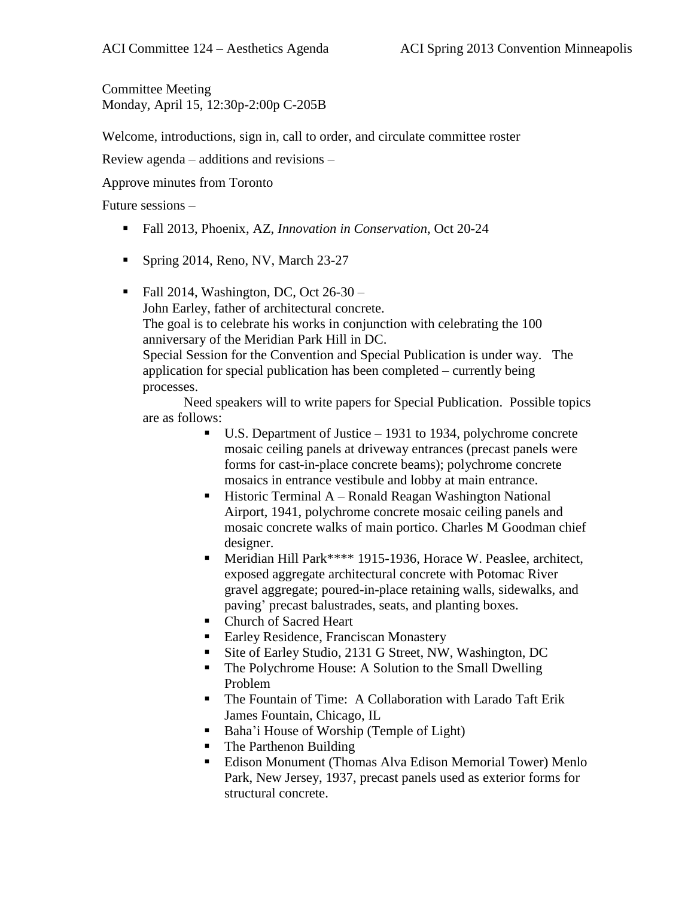Committee Meeting
Monday, April 15, 12:30p-2:00p C-205B

Welcome, introductions, sign in, call to order, and circulate committee roster

Review agenda – additions and revisions –

Approve minutes from Toronto

Future sessions –

- Fall 2013, Phoenix, AZ, *Innovation in Conservation*, Oct 20-24
- Spring 2014, Reno, NV, March 23-27
- Fall 2014, Washington, DC, Oct 26-30 –
  John Earley, father of architectural concrete.
  The goal is to celebrate his works in conjunction with celebrating the 100 anniversary of the Meridian Park Hill in DC.
  Special Session for the Convention and Special Publication is under way. The application for special publication has been completed – currently being processes.

  Need speakers will to write papers for Special Publication. Possible topics are as follows:

  - U.S. Department of Justice – 1931 to 1934, polychrome concrete mosaic ceiling panels at driveway entrances (precast panels were forms for cast-in-place concrete beams); polychrome concrete mosaics in entrance vestibule and lobby at main entrance.
  - Historic Terminal A – Ronald Reagan Washington National Airport, 1941, polychrome concrete mosaic ceiling panels and mosaic concrete walks of main portico. Charles M Goodman chief designer.
  - Meridian Hill Park**** 1915-1936, Horace W. Peaslee, architect, exposed aggregate architectural concrete with Potomac River gravel aggregate; poured-in-place retaining walls, sidewalks, and paving' precast balustrades, seats, and planting boxes.
  - Church of Sacred Heart
  - Earley Residence, Franciscan Monastery
  - Site of Earley Studio, 2131 G Street, NW, Washington, DC
  - The Polychrome House: A Solution to the Small Dwelling Problem
  - The Fountain of Time: A Collaboration with Larado Taft Erik James Fountain, Chicago, IL
  - Baha'i House of Worship (Temple of Light)
  - The Parthenon Building
  - Edison Monument (Thomas Alva Edison Memorial Tower) Menlo Park, New Jersey, 1937, precast panels used as exterior forms for structural concrete.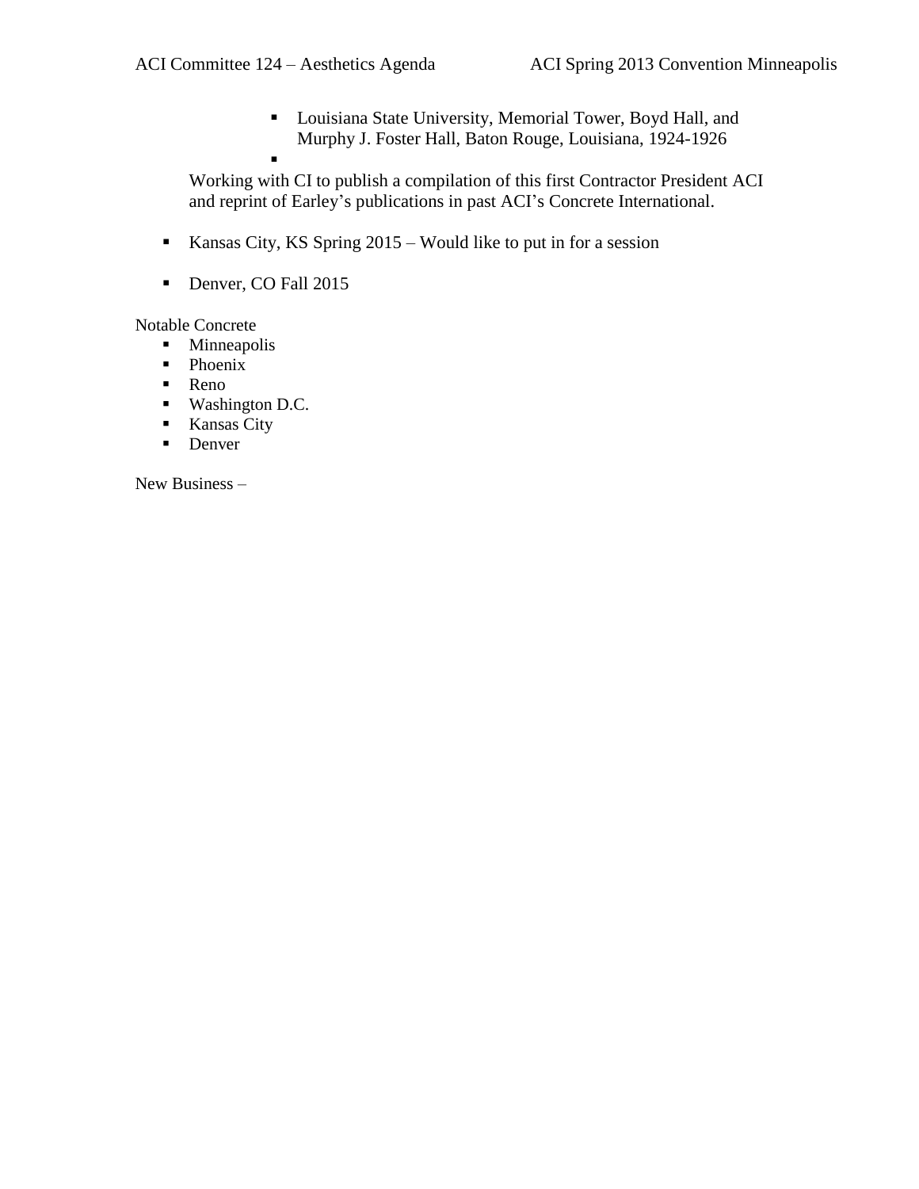- Louisiana State University, Memorial Tower, Boyd Hall, and Murphy J. Foster Hall, Baton Rouge, Louisiana, 1924-1926
    -

  Working with CI to publish a compilation of this first Contractor President ACI and reprint of Earley's publications in past ACI's Concrete International.

- Kansas City, KS Spring 2015 – Would like to put in for a session

- Denver, CO Fall 2015

Notable Concrete

- Minneapolis
- Phoenix
- Reno
- Washington D.C.
- Kansas City
- Denver

New Business –